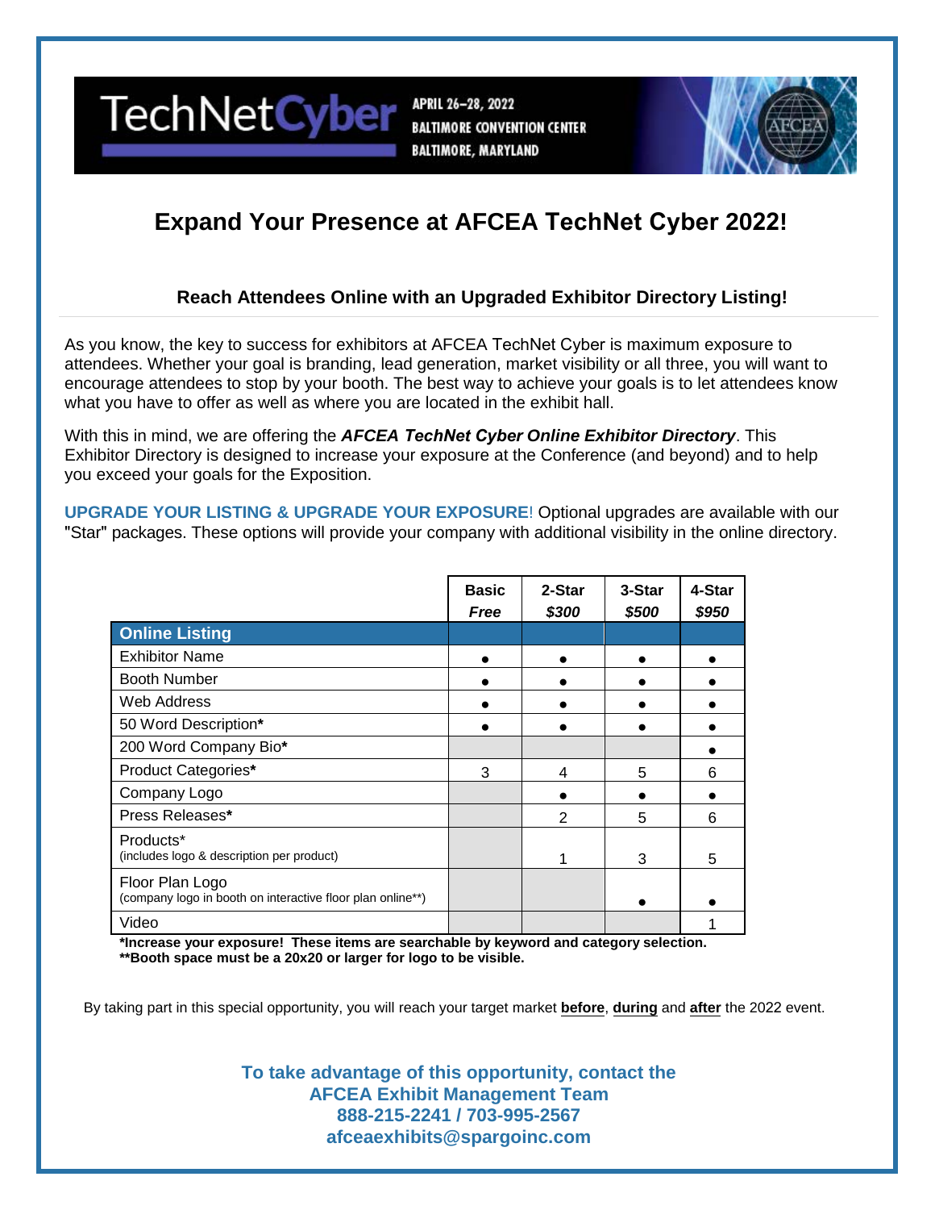TechNetCyber

APRIL 26–28, 2022
BALTIMORE CONVENTION CENTER
BALTIMORE, MARYLAND

# Expand Your Presence at AFCEA TechNet Cyber 2022!

### Reach Attendees Online with an Upgraded Exhibitor Directory Listing!

As you know, the key to success for exhibitors at AFCEA TechNet Cyber is maximum exposure to attendees. Whether your goal is branding, lead generation, market visibility or all three, you will want to encourage attendees to stop by your booth. The best way to achieve your goals is to let attendees know what you have to offer as well as where you are located in the exhibit hall.

With this in mind, we are offering the ***AFCEA TechNet Cyber Online Exhibitor Directory***. This Exhibitor Directory is designed to increase your exposure at the Conference (and beyond) and to help you exceed your goals for the Exposition.

**UPGRADE YOUR LISTING & UPGRADE YOUR EXPOSURE**! Optional upgrades are available with our "Star" packages. These options will provide your company with additional visibility in the online directory.

| | Basic *Free* | 2-Star *$300* | 3-Star *$500* | 4-Star *$950* |
|---|---|---|---|---|
| **Online Listing** | | | | |
| Exhibitor Name | ● | ● | ● | ● |
| Booth Number | ● | ● | ● | ● |
| Web Address | ● | ● | ● | ● |
| 50 Word Description* | ● | ● | ● | ● |
| 200 Word Company Bio* | | | | ● |
| Product Categories* | 3 | 4 | 5 | 6 |
| Company Logo | | ● | ● | ● |
| Press Releases* | | 2 | 5 | 6 |
| Products* (includes logo & description per product) | | 1 | 3 | 5 |
| Floor Plan Logo (company logo in booth on interactive floor plan online**) | | | ● | ● |
| Video | | | | 1 |

**\*Increase your exposure! These items are searchable by keyword and category selection.**
**\*\*Booth space must be a 20x20 or larger for logo to be visible.**

By taking part in this special opportunity, you will reach your target market **before**, **during** and **after** the 2022 event.

**To take advantage of this opportunity, contact the**
**AFCEA Exhibit Management Team**
**888-215-2241 / 703-995-2567**
**afceaexhibits@spargoinc.com**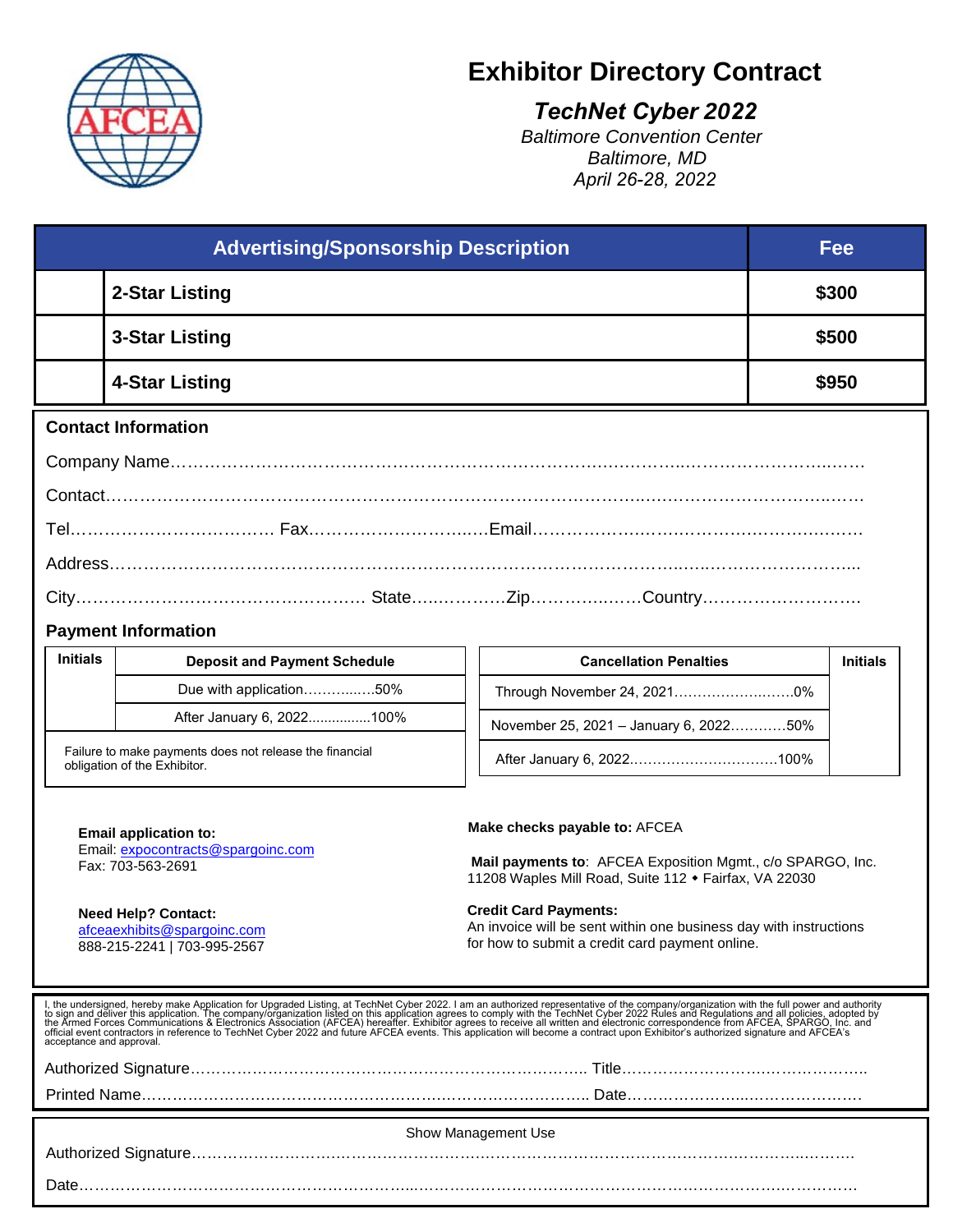# Exhibitor Directory Contract

## *TechNet Cyber 2022*

*Baltimore Convention Center*
*Baltimore, MD*
*April 26-28, 2022*

| | Advertising/Sponsorship Description | Fee |
|---|---|---|
| | **2-Star Listing** | **$300** |
| | **3-Star Listing** | **$500** |
| | **4-Star Listing** | **$950** |

### Contact Information

Company Name……………………………………………………………………………………………………………………

Contact……………………………………………………………………………………………………………………………

Tel……………………………… Fax……………………………Email…………………………………………………………

Address……………………………………………………………………………………………………………………………

City…………………………………………… State………………Zip………………Country………………………

### Payment Information

| Initials | Deposit and Payment Schedule |
|---|---|
| | Due with application……………50% |
| | After January 6, 2022................100% |

Failure to make payments does not release the financial obligation of the Exhibitor.

| Cancellation Penalties | Initials |
|---|---|
| Through November 24, 2021……………………….0% | |
| November 25, 2021 – January 6, 2022…………50% | |
| After January 6, 2022………………………….100% | |

**Email application to:**
Email: expocontracts@spargoinc.com
Fax: 703-563-2691

**Need Help? Contact:**
afceaexhibits@spargoinc.com
888-215-2241 | 703-995-2567

**Make checks payable to:** AFCEA

**Mail payments to**: AFCEA Exposition Mgmt., c/o SPARGO, Inc.
11208 Waples Mill Road, Suite 112 ◆ Fairfax, VA 22030

**Credit Card Payments:**
An invoice will be sent within one business day with instructions for how to submit a credit card payment online.

I, the undersigned, hereby make Application for Upgraded Listing, at TechNet Cyber 2022. I am an authorized representative of the company/organization with the full power and authority to sign and deliver this application. The company/organization listed on this application agrees to comply with the TechNet Cyber 2022 Rules and Regulations and all policies, adopted by the Armed Forces Communications & Electronics Association (AFCEA) hereafter. Exhibitor agrees to receive all written and electronic correspondence from AFCEA, SPARGO, Inc. and official event contractors in reference to TechNet Cyber 2022 and future AFCEA events. This application will become a contract upon Exhibitor's authorized signature and AFCEA's acceptance and approval.

Authorized Signature…………………………………………………………………… Title…………………………………………

Printed Name………………………………………………………………………………. Date……………………………………

Show Management Use

Authorized Signature……………………………………………………………………………………………………………

Date………………………………………………………………………………………………………………………………